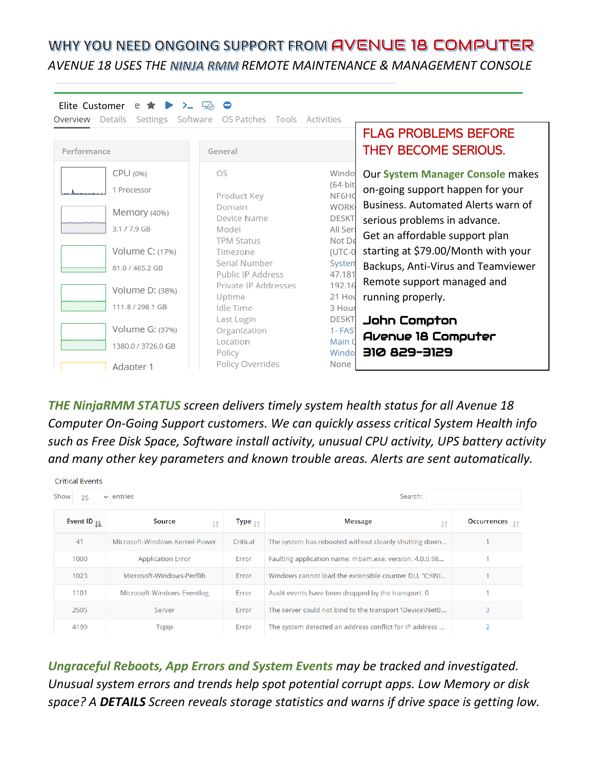# WHY YOU NEED ONGOING SUPPORT FROM AVENUE 18 COMPUTER

*AVENUE 18 USES THE NINJA RMM REMOTE MAINTENANCE & MANAGEMENT CONSOLE*

Elite Customer

Overview | Details | Settings | Software | OS Patches | Tools | Activities

**Performance**

| | |
|---|---|
| CPU (0%) | 1 Processor |
| Memory (40%) | 3.1 / 7.9 GB |
| Volume C: (17%) | 81.0 / 465.2 GB |
| Volume D: (38%) | 111.8 / 298.1 GB |
| Volume G: (37%) | 1380.0 / 3726.0 GB |
| Adapter 1 | |

**General**

| | |
|---|---|
| OS | Windo (64-bit |
| Product Key | NF6HC |
| Domain | WORK |
| Device Name | DESKT |
| Model | All Seri |
| TPM Status | Not De |
| Timezone | (UTC-0 |
| Serial Number | System |
| Public IP Address | 47.181 |
| Private IP Addresses | 192.16 |
| Uptime | 21 Hou |
| Idle Time | 3 Hour |
| Last Login | DESKT |
| Organization | 1- FAS |
| Location | Main C |
| Policy | Windo |
| Policy Overrides | None |

## FLAG PROBLEMS BEFORE THEY BECOME SERIOUS.

Our **System Manager Console** makes on-going support happen for your Business. Automated Alerts warn of serious problems in advance. Get an affordable support plan starting at $79.00/Month with your Backups, Anti-Virus and Teamviewer Remote support managed and running properly.

**John Compton**
**Avenue 18 Computer**
**310 829-3129**

***THE NinjaRMM STATUS** screen delivers timely system health status for all Avenue 18 Computer On-Going Support customers. We can quickly assess critical System Health info such as Free Disk Space, Software install activity, unusual CPU activity, UPS battery activity and many other key parameters and known trouble areas. Alerts are sent automatically.*

Critical Events

Show 25 entries | Search:

| Event ID | Source | Type | Message | Occurrences |
|---|---|---|---|---|
| 41 | Microsoft-Windows-Kernel-Power | Critical | The system has rebooted without cleanly shutting down... | 1 |
| 1000 | Application Error | Error | Faulting application name: mbam.exe, version: 4.0.0.98... | 1 |
| 1023 | Microsoft-Windows-Perflib | Error | Windows cannot load the extensible counter DLL "C:\WI... | 1 |
| 1101 | Microsoft-Windows-Eventlog | Error | Audit events have been dropped by the transport. 0 | 1 |
| 2505 | Server | Error | The server could not bind to the transport \Device\NetB... | 3 |
| 4199 | Tcpip | Error | The system detected an address conflict for IP address ... | 2 |

***Ungraceful Reboots, App Errors and System Events** may be tracked and investigated. Unusual system errors and trends help spot potential corrupt apps. Low Memory or disk space? A **DETAILS** Screen reveals storage statistics and warns if drive space is getting low.*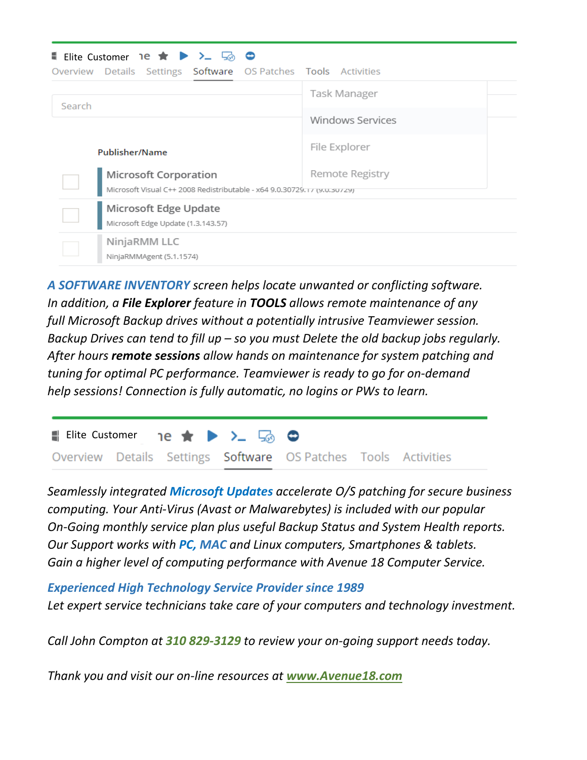Elite Customer

Overview Details Settings Software OS Patches Tools Activities

Search

Task Manager
Windows Services
File Explorer
Remote Registry

Publisher/Name

Microsoft Corporation
Microsoft Visual C++ 2008 Redistributable - x64 9.0.30729.17 (9.0.30729)

Microsoft Edge Update
Microsoft Edge Update (1.3.143.57)

NinjaRMM LLC
NinjaRMMAgent (5.1.1574)

***A SOFTWARE INVENTORY** screen helps locate unwanted or conflicting software. In addition, a **File Explorer** feature in **TOOLS** allows remote maintenance of any full Microsoft Backup drives without a potentially intrusive Teamviewer session. Backup Drives can tend to fill up – so you must Delete the old backup jobs regularly. After hours **remote sessions** allow hands on maintenance for system patching and tuning for optimal PC performance. Teamviewer is ready to go for on-demand help sessions! Connection is fully automatic, no logins or PWs to learn.*

Elite Customer

Overview Details Settings Software OS Patches Tools Activities

*Seamlessly integrated **Microsoft Updates** accelerate O/S patching for secure business computing. Your Anti-Virus (Avast or Malwarebytes) is included with our popular On-Going monthly service plan plus useful Backup Status and System Health reports. Our Support works with **PC, MAC** and Linux computers, Smartphones & tablets. Gain a higher level of computing performance with Avenue 18 Computer Service.*

***Experienced High Technology Service Provider since 1989***
*Let expert service technicians take care of your computers and technology investment.*

*Call John Compton at **310 829-3129** to review your on-going support needs today.*

*Thank you and visit our on-line resources at **www.Avenue18.com***